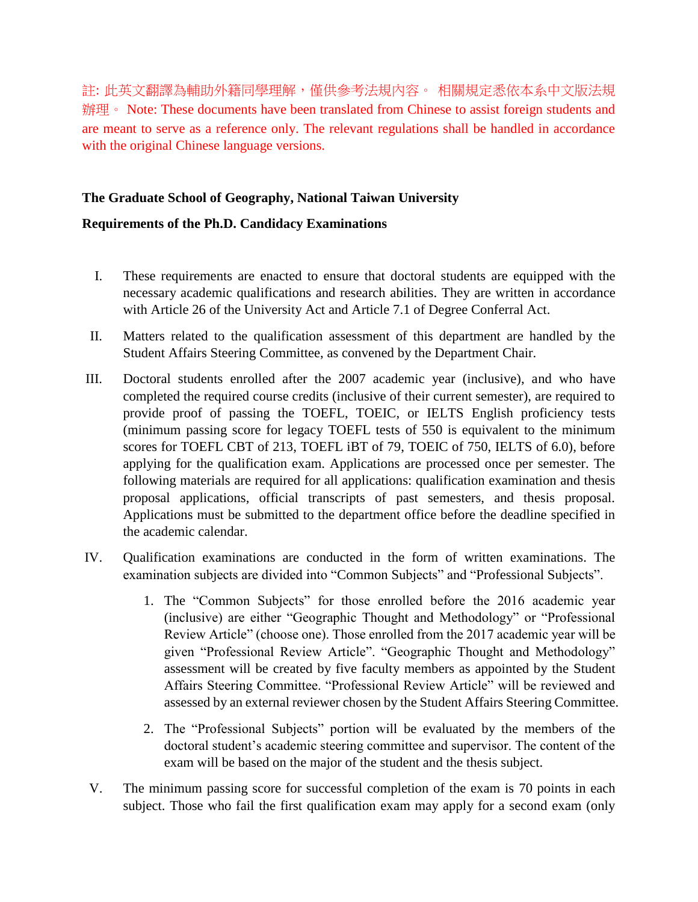註: 此英文翻譯為輔助外籍同學理解，僅供參考法規內容。 相關規定悉依本系中文版法規辦理。 Note: These documents have been translated from Chinese to assist foreign students and are meant to serve as a reference only. The relevant regulations shall be handled in accordance with the original Chinese language versions.

**The Graduate School of Geography, National Taiwan University**

**Requirements of the Ph.D. Candidacy Examinations**

I. These requirements are enacted to ensure that doctoral students are equipped with the necessary academic qualifications and research abilities. They are written in accordance with Article 26 of the University Act and Article 7.1 of Degree Conferral Act.

II. Matters related to the qualification assessment of this department are handled by the Student Affairs Steering Committee, as convened by the Department Chair.

III. Doctoral students enrolled after the 2007 academic year (inclusive), and who have completed the required course credits (inclusive of their current semester), are required to provide proof of passing the TOEFL, TOEIC, or IELTS English proficiency tests (minimum passing score for legacy TOEFL tests of 550 is equivalent to the minimum scores for TOEFL CBT of 213, TOEFL iBT of 79, TOEIC of 750, IELTS of 6.0), before applying for the qualification exam. Applications are processed once per semester. The following materials are required for all applications: qualification examination and thesis proposal applications, official transcripts of past semesters, and thesis proposal. Applications must be submitted to the department office before the deadline specified in the academic calendar.

IV. Qualification examinations are conducted in the form of written examinations. The examination subjects are divided into “Common Subjects” and “Professional Subjects”.

1. The “Common Subjects” for those enrolled before the 2016 academic year (inclusive) are either “Geographic Thought and Methodology” or “Professional Review Article” (choose one). Those enrolled from the 2017 academic year will be given “Professional Review Article”. “Geographic Thought and Methodology” assessment will be created by five faculty members as appointed by the Student Affairs Steering Committee. “Professional Review Article” will be reviewed and assessed by an external reviewer chosen by the Student Affairs Steering Committee.

2. The “Professional Subjects” portion will be evaluated by the members of the doctoral student’s academic steering committee and supervisor. The content of the exam will be based on the major of the student and the thesis subject.

V. The minimum passing score for successful completion of the exam is 70 points in each subject. Those who fail the first qualification exam may apply for a second exam (only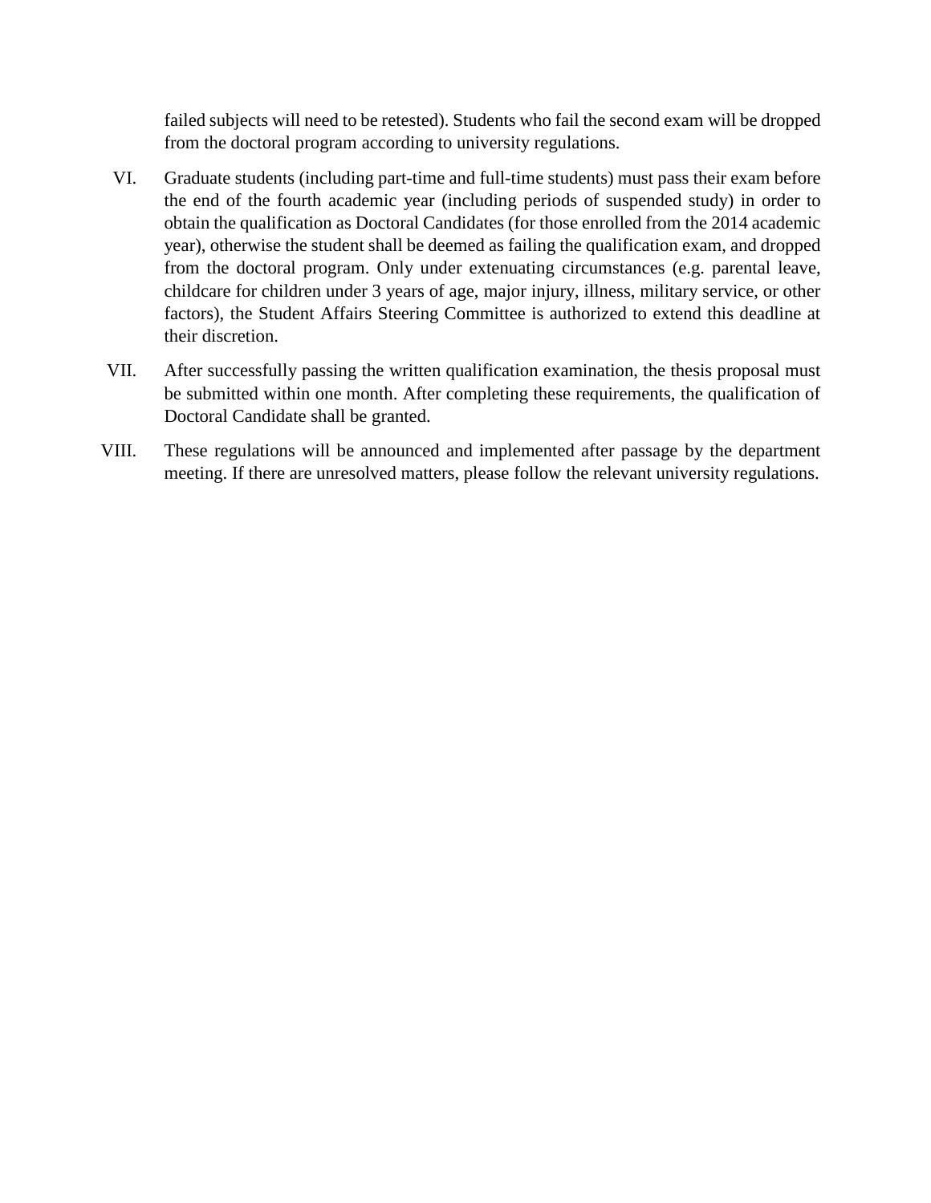failed subjects will need to be retested). Students who fail the second exam will be dropped from the doctoral program according to university regulations.

VI. Graduate students (including part-time and full-time students) must pass their exam before the end of the fourth academic year (including periods of suspended study) in order to obtain the qualification as Doctoral Candidates (for those enrolled from the 2014 academic year), otherwise the student shall be deemed as failing the qualification exam, and dropped from the doctoral program. Only under extenuating circumstances (e.g. parental leave, childcare for children under 3 years of age, major injury, illness, military service, or other factors), the Student Affairs Steering Committee is authorized to extend this deadline at their discretion.

VII. After successfully passing the written qualification examination, the thesis proposal must be submitted within one month. After completing these requirements, the qualification of Doctoral Candidate shall be granted.

VIII. These regulations will be announced and implemented after passage by the department meeting. If there are unresolved matters, please follow the relevant university regulations.